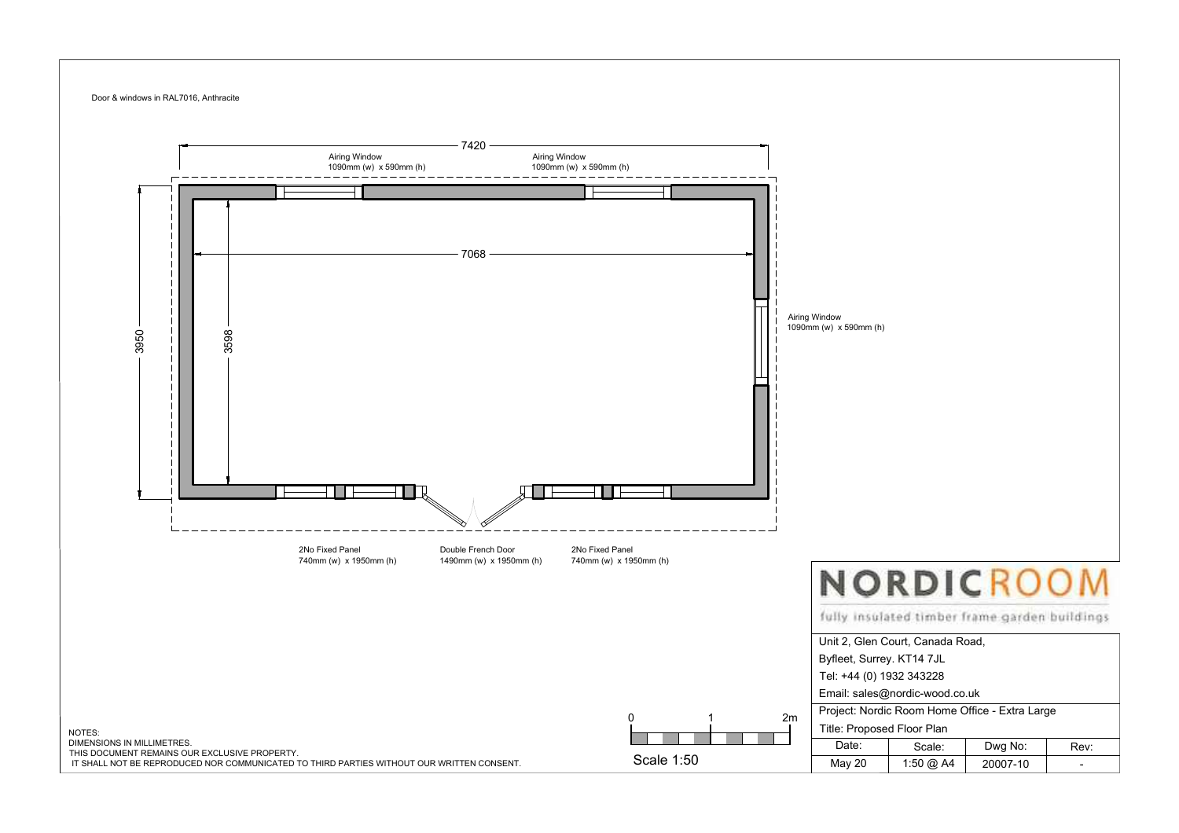Door & windows in RAL7016, Anthracite

7420

Airing Window
1090mm (w) x 590mm (h)

Airing Window
1090mm (w) x 590mm (h)

7068

3950

3598

Airing Window
1090mm (w) x 590mm (h)

2No Fixed Panel
740mm (w) x 1950mm (h)

Double French Door
1490mm (w) x 1950mm (h)

2No Fixed Panel
740mm (w) x 1950mm (h)

0 1 2m

Scale 1:50

NOTES:
DIMENSIONS IN MILLIMETRES.
THIS DOCUMENT REMAINS OUR EXCLUSIVE PROPERTY.
IT SHALL NOT BE REPRODUCED NOR COMMUNICATED TO THIRD PARTIES WITHOUT OUR WRITTEN CONSENT.

# NORDICROOM

fully insulated timber frame garden buildings

Unit 2, Glen Court, Canada Road,
Byfleet, Surrey. KT14 7JL
Tel: +44 (0) 1932 343228
Email: sales@nordic-wood.co.uk

Project: Nordic Room Home Office - Extra Large

Title: Proposed Floor Plan

| Date: | Scale: | Dwg No: | Rev: |
|---|---|---|---|
| May 20 | 1:50 @ A4 | 20007-10 | - |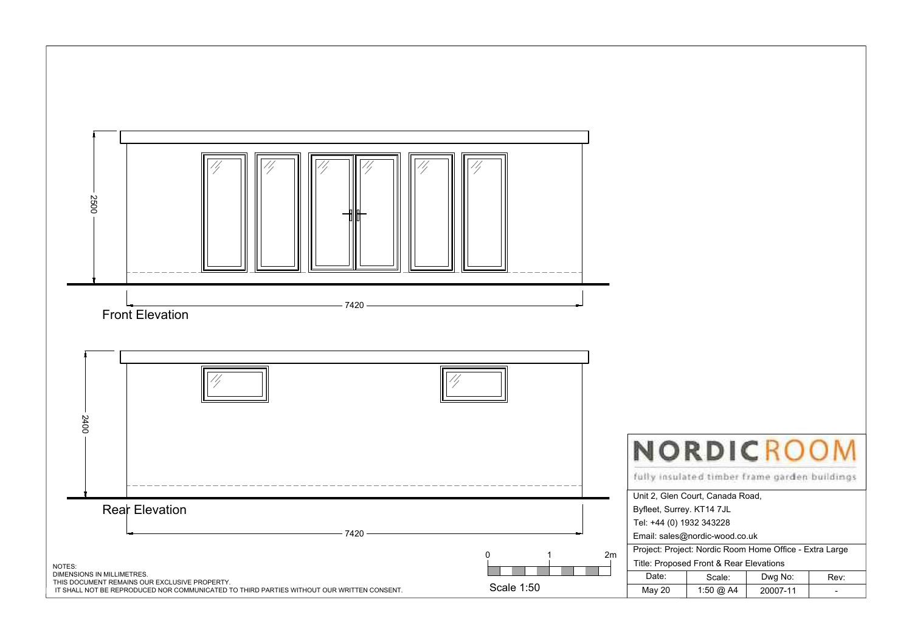## Front Elevation

2500

7420

## Rear Elevation

2400

7420

NOTES:
DIMENSIONS IN MILLIMETRES.
THIS DOCUMENT REMAINS OUR EXCLUSIVE PROPERTY.
IT SHALL NOT BE REPRODUCED NOR COMMUNICATED TO THIRD PARTIES WITHOUT OUR WRITTEN CONSENT.

0 1 2m

Scale 1:50

**NORDICROOM**

fully insulated timber frame garden buildings

Unit 2, Glen Court, Canada Road,
Byfleet, Surrey. KT14 7JL
Tel: +44 (0) 1932 343228
Email: sales@nordic-wood.co.uk

Project: Project: Nordic Room Home Office - Extra Large

Title: Proposed Front & Rear Elevations

| Date: | Scale: | Dwg No: | Rev: |
|---|---|---|---|
| May 20 | 1:50 @ A4 | 20007-11 | - |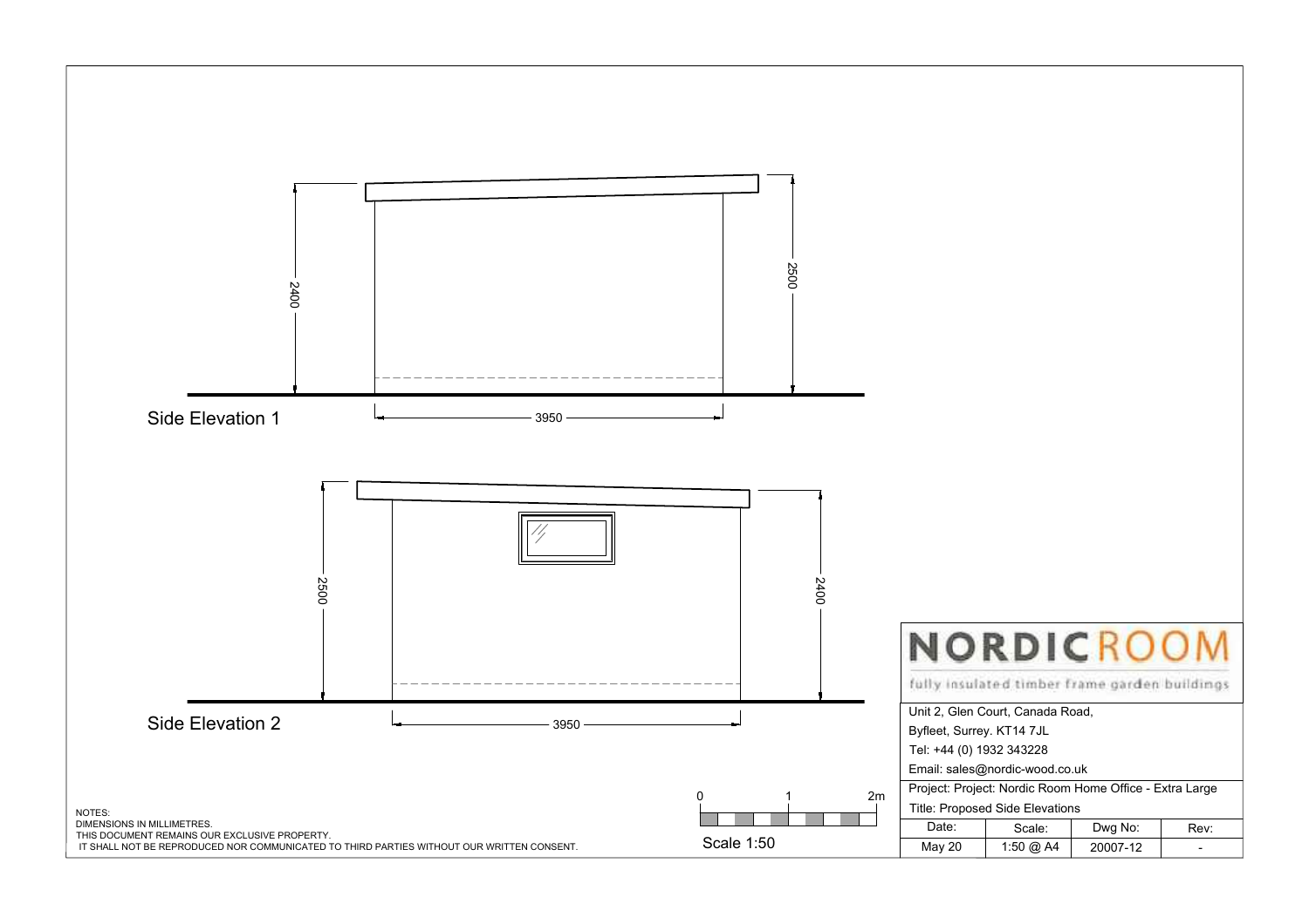2400

2500

3950

Side Elevation 1

2500

2400

3950

Side Elevation 2

NOTES:
DIMENSIONS IN MILLIMETRES.
THIS DOCUMENT REMAINS OUR EXCLUSIVE PROPERTY.
IT SHALL NOT BE REPRODUCED NOR COMMUNICATED TO THIRD PARTIES WITHOUT OUR WRITTEN CONSENT.

0 1 2m

Scale 1:50

NORDICROOM

fully insulated timber frame garden buildings

Unit 2, Glen Court, Canada Road,
Byfleet, Surrey. KT14 7JL
Tel: +44 (0) 1932 343228
Email: sales@nordic-wood.co.uk

Project: Project: Nordic Room Home Office - Extra Large

Title: Proposed Side Elevations

| Date: | Scale: | Dwg No: | Rev: |
|---|---|---|---|
| May 20 | 1:50 @ A4 | 20007-12 | - |